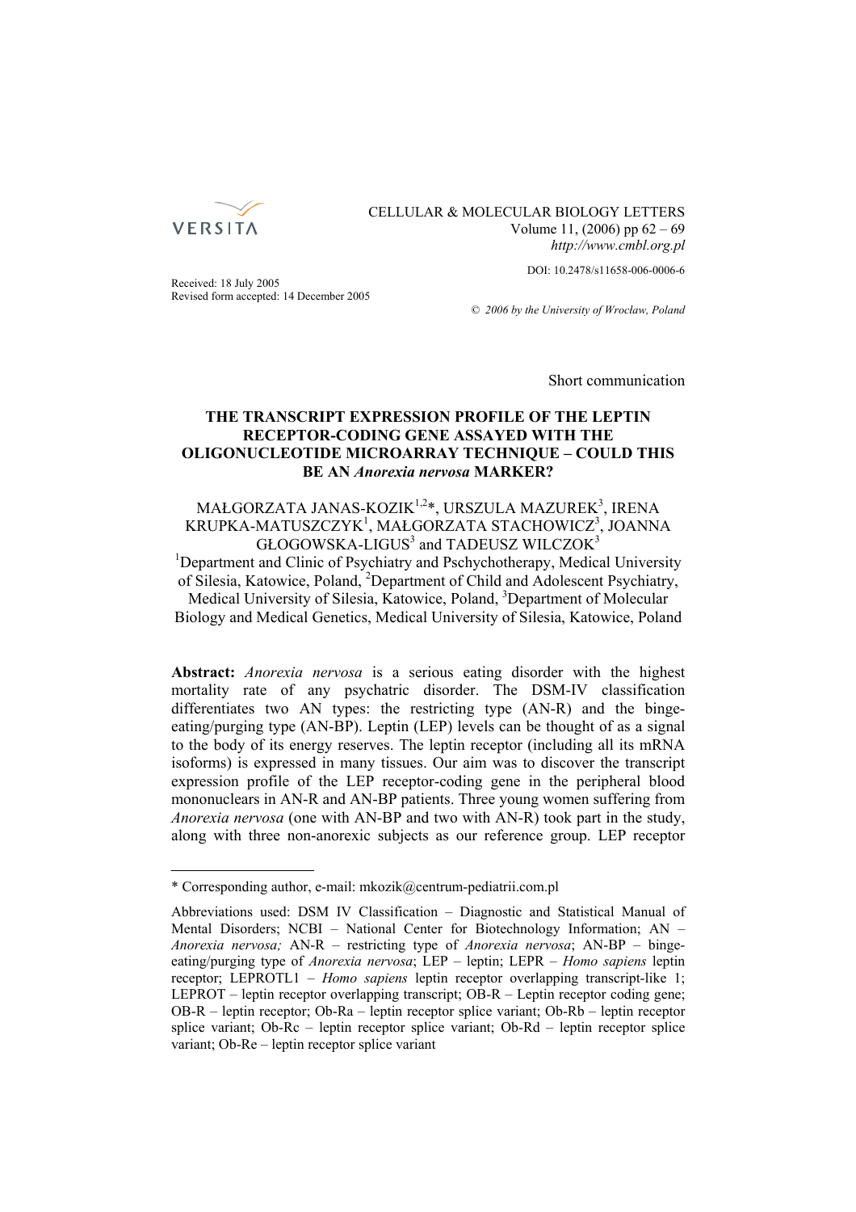Received: 18 July 2005
Revised form accepted: 14 December 2005

DOI: 10.2478/s11658-006-0006-6

© 2006 by the University of Wroclaw, Poland

Short communication

# THE TRANSCRIPT EXPRESSION PROFILE OF THE LEPTIN RECEPTOR-CODING GENE ASSAYED WITH THE OLIGONUCLEOTIDE MICROARRAY TECHNIQUE – COULD THIS BE AN *Anorexia nervosa* MARKER?

MAŁGORZATA JANAS-KOZIK[1,2]*, URSZULA MAZUREK[3], IRENA KRUPKA-MATUSZCZYK[1], MAŁGORZATA STACHOWICZ[3], JOANNA GŁOGOWSKA-LIGUS[3] and TADEUSZ WILCZOK[3]

[1]Department and Clinic of Psychiatry and Pschychotherapy, Medical University of Silesia, Katowice, Poland, [2]Department of Child and Adolescent Psychiatry, Medical University of Silesia, Katowice, Poland, [3]Department of Molecular Biology and Medical Genetics, Medical University of Silesia, Katowice, Poland

**Abstract:** *Anorexia nervosa* is a serious eating disorder with the highest mortality rate of any psychatric disorder. The DSM-IV classification differentiates two AN types: the restricting type (AN-R) and the binge-eating/purging type (AN-BP). Leptin (LEP) levels can be thought of as a signal to the body of its energy reserves. The leptin receptor (including all its mRNA isoforms) is expressed in many tissues. Our aim was to discover the transcript expression profile of the LEP receptor-coding gene in the peripheral blood mononuclears in AN-R and AN-BP patients. Three young women suffering from *Anorexia nervosa* (one with AN-BP and two with AN-R) took part in the study, along with three non-anorexic subjects as our reference group. LEP receptor

---

\* Corresponding author, e-mail: mkozik@centrum-pediatrii.com.pl

Abbreviations used: DSM IV Classification – Diagnostic and Statistical Manual of Mental Disorders; NCBI – National Center for Biotechnology Information; AN – *Anorexia nervosa;* AN-R – restricting type of *Anorexia nervosa*; AN-BP – binge-eating/purging type of *Anorexia nervosa*; LEP – leptin; LEPR – *Homo sapiens* leptin receptor; LEPROTL1 – *Homo sapiens* leptin receptor overlapping transcript-like 1; LEPROT – leptin receptor overlapping transcript; OB-R – Leptin receptor coding gene; OB-R – leptin receptor; Ob-Ra – leptin receptor splice variant; Ob-Rb – leptin receptor splice variant; Ob-Rc – leptin receptor splice variant; Ob-Rd – leptin receptor splice variant; Ob-Re – leptin receptor splice variant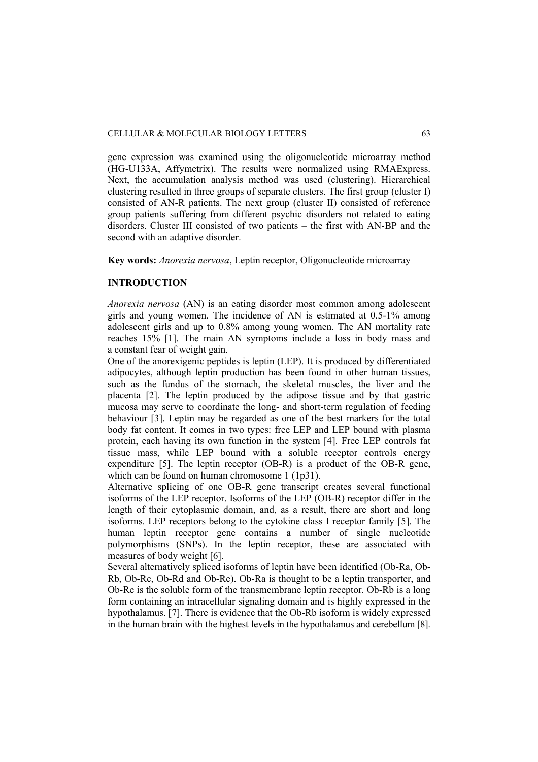gene expression was examined using the oligonucleotide microarray method (HG-U133A, Affymetrix). The results were normalized using RMAExpress. Next, the accumulation analysis method was used (clustering). Hierarchical clustering resulted in three groups of separate clusters. The first group (cluster I) consisted of AN-R patients. The next group (cluster II) consisted of reference group patients suffering from different psychic disorders not related to eating disorders. Cluster III consisted of two patients – the first with AN-BP and the second with an adaptive disorder.

**Key words:** *Anorexia nervosa*, Leptin receptor, Oligonucleotide microarray

## INTRODUCTION

*Anorexia nervosa* (AN) is an eating disorder most common among adolescent girls and young women. The incidence of AN is estimated at 0.5-1% among adolescent girls and up to 0.8% among young women. The AN mortality rate reaches 15% [1]. The main AN symptoms include a loss in body mass and a constant fear of weight gain.

One of the anorexigenic peptides is leptin (LEP). It is produced by differentiated adipocytes, although leptin production has been found in other human tissues, such as the fundus of the stomach, the skeletal muscles, the liver and the placenta [2]. The leptin produced by the adipose tissue and by that gastric mucosa may serve to coordinate the long- and short-term regulation of feeding behaviour [3]. Leptin may be regarded as one of the best markers for the total body fat content. It comes in two types: free LEP and LEP bound with plasma protein, each having its own function in the system [4]. Free LEP controls fat tissue mass, while LEP bound with a soluble receptor controls energy expenditure [5]. The leptin receptor (OB-R) is a product of the OB-R gene, which can be found on human chromosome 1 (1p31).

Alternative splicing of one OB-R gene transcript creates several functional isoforms of the LEP receptor. Isoforms of the LEP (OB-R) receptor differ in the length of their cytoplasmic domain, and, as a result, there are short and long isoforms. LEP receptors belong to the cytokine class I receptor family [5]. The human leptin receptor gene contains a number of single nucleotide polymorphisms (SNPs). In the leptin receptor, these are associated with measures of body weight [6].

Several alternatively spliced isoforms of leptin have been identified (Ob-Ra, Ob-Rb, Ob-Rc, Ob-Rd and Ob-Re). Ob-Ra is thought to be a leptin transporter, and Ob-Re is the soluble form of the transmembrane leptin receptor. Ob-Rb is a long form containing an intracellular signaling domain and is highly expressed in the hypothalamus. [7]. There is evidence that the Ob-Rb isoform is widely expressed in the human brain with the highest levels in the hypothalamus and cerebellum [8].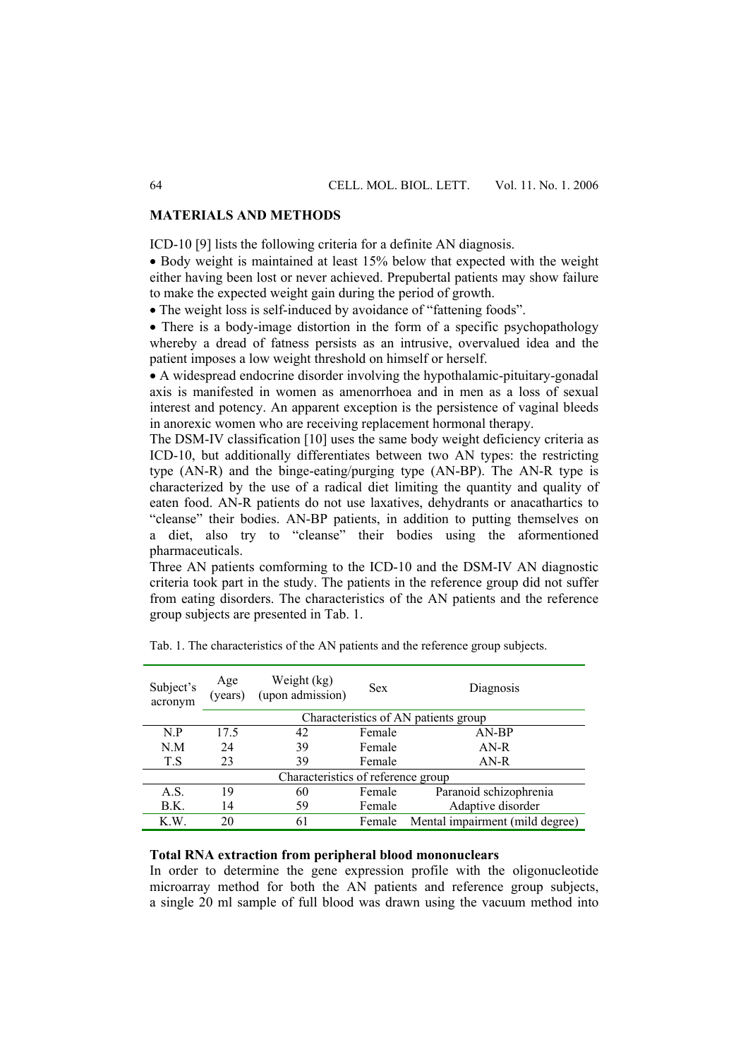## MATERIALS AND METHODS

ICD-10 [9] lists the following criteria for a definite AN diagnosis.

- Body weight is maintained at least 15% below that expected with the weight either having been lost or never achieved. Prepubertal patients may show failure to make the expected weight gain during the period of growth.
- The weight loss is self-induced by avoidance of "fattening foods".
- There is a body-image distortion in the form of a specific psychopathology whereby a dread of fatness persists as an intrusive, overvalued idea and the patient imposes a low weight threshold on himself or herself.
- A widespread endocrine disorder involving the hypothalamic-pituitary-gonadal axis is manifested in women as amenorrhoea and in men as a loss of sexual interest and potency. An apparent exception is the persistence of vaginal bleeds in anorexic women who are receiving replacement hormonal therapy.

The DSM-IV classification [10] uses the same body weight deficiency criteria as ICD-10, but additionally differentiates between two AN types: the restricting type (AN-R) and the binge-eating/purging type (AN-BP). The AN-R type is characterized by the use of a radical diet limiting the quantity and quality of eaten food. AN-R patients do not use laxatives, dehydrants or anacathartics to "cleanse" their bodies. AN-BP patients, in addition to putting themselves on a diet, also try to "cleanse" their bodies using the aforementioned pharmaceuticals.

Three AN patients comforming to the ICD-10 and the DSM-IV AN diagnostic criteria took part in the study. The patients in the reference group did not suffer from eating disorders. The characteristics of the AN patients and the reference group subjects are presented in Tab. 1.

Tab. 1. The characteristics of the AN patients and the reference group subjects.

| Subject's acronym | Age (years) | Weight (kg) (upon admission) | Sex | Diagnosis |
|---|---|---|---|---|
| | Characteristics of AN patients group | | | |
| N.P | 17.5 | 42 | Female | AN-BP |
| N.M | 24 | 39 | Female | AN-R |
| T.S | 23 | 39 | Female | AN-R |
| Characteristics of reference group | | | | |
| A.S. | 19 | 60 | Female | Paranoid schizophrenia |
| B.K. | 14 | 59 | Female | Adaptive disorder |
| K.W. | 20 | 61 | Female | Mental impairment (mild degree) |

### Total RNA extraction from peripheral blood mononuclears

In order to determine the gene expression profile with the oligonucleotide microarray method for both the AN patients and reference group subjects, a single 20 ml sample of full blood was drawn using the vacuum method into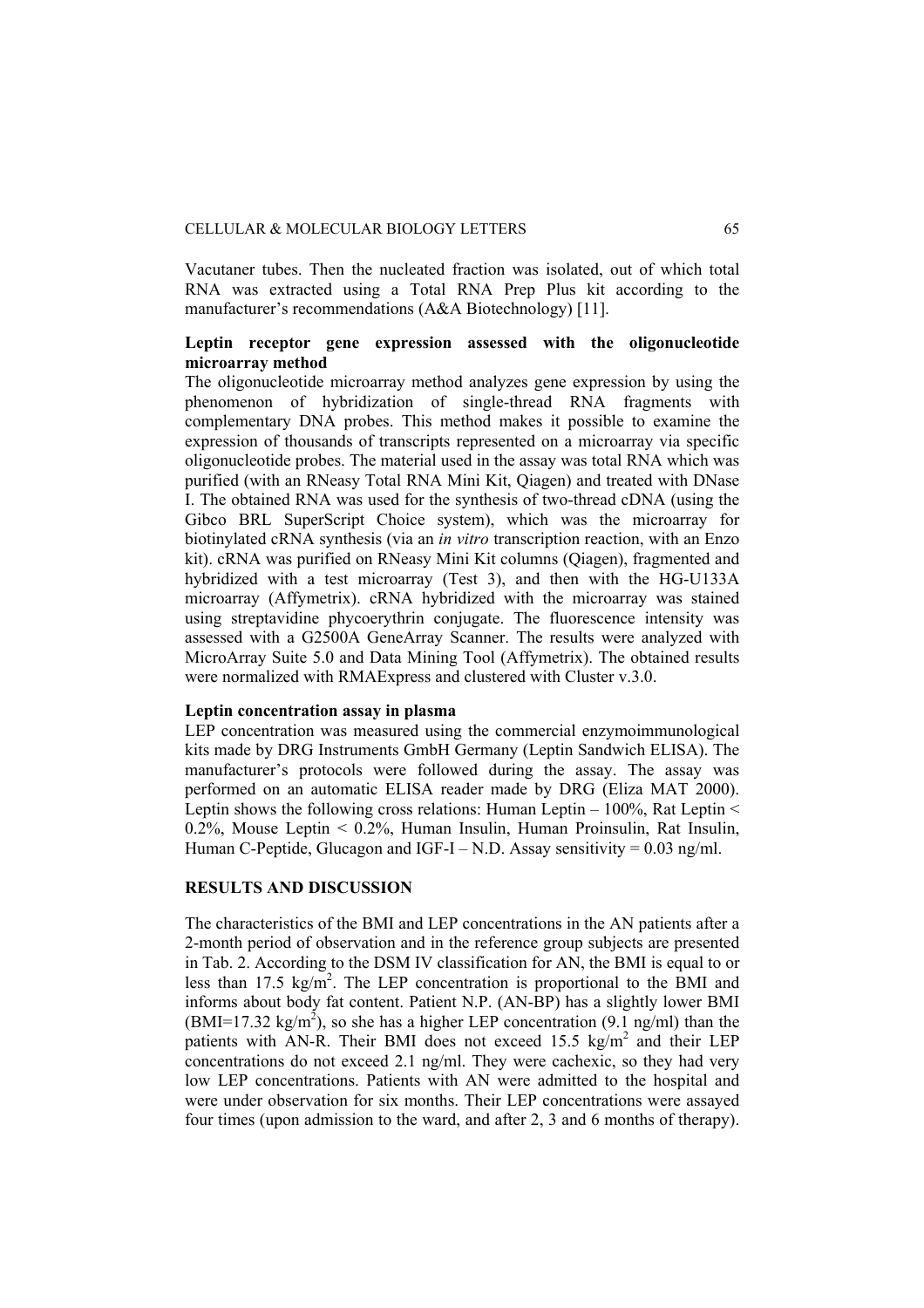Vacutaner tubes. Then the nucleated fraction was isolated, out of which total RNA was extracted using a Total RNA Prep Plus kit according to the manufacturer's recommendations (A&A Biotechnology) [11].

### Leptin receptor gene expression assessed with the oligonucleotide microarray method

The oligonucleotide microarray method analyzes gene expression by using the phenomenon of hybridization of single-thread RNA fragments with complementary DNA probes. This method makes it possible to examine the expression of thousands of transcripts represented on a microarray via specific oligonucleotide probes. The material used in the assay was total RNA which was purified (with an RNeasy Total RNA Mini Kit, Qiagen) and treated with DNase I. The obtained RNA was used for the synthesis of two-thread cDNA (using the Gibco BRL SuperScript Choice system), which was the microarray for biotinylated cRNA synthesis (via an *in vitro* transcription reaction, with an Enzo kit). cRNA was purified on RNeasy Mini Kit columns (Qiagen), fragmented and hybridized with a test microarray (Test 3), and then with the HG-U133A microarray (Affymetrix). cRNA hybridized with the microarray was stained using streptavidine phycoerythrin conjugate. The fluorescence intensity was assessed with a G2500A GeneArray Scanner. The results were analyzed with MicroArray Suite 5.0 and Data Mining Tool (Affymetrix). The obtained results were normalized with RMAExpress and clustered with Cluster v.3.0.

### Leptin concentration assay in plasma

LEP concentration was measured using the commercial enzymoimmunological kits made by DRG Instruments GmbH Germany (Leptin Sandwich ELISA). The manufacturer's protocols were followed during the assay. The assay was performed on an automatic ELISA reader made by DRG (Eliza MAT 2000). Leptin shows the following cross relations: Human Leptin – 100%, Rat Leptin < 0.2%, Mouse Leptin < 0.2%, Human Insulin, Human Proinsulin, Rat Insulin, Human C-Peptide, Glucagon and IGF-I – N.D. Assay sensitivity = 0.03 ng/ml.

## RESULTS AND DISCUSSION

The characteristics of the BMI and LEP concentrations in the AN patients after a 2-month period of observation and in the reference group subjects are presented in Tab. 2. According to the DSM IV classification for AN, the BMI is equal to or less than 17.5 kg/m$^2$. The LEP concentration is proportional to the BMI and informs about body fat content. Patient N.P. (AN-BP) has a slightly lower BMI (BMI=17.32 kg/m$^2$), so she has a higher LEP concentration (9.1 ng/ml) than the patients with AN-R. Their BMI does not exceed 15.5 kg/m$^2$ and their LEP concentrations do not exceed 2.1 ng/ml. They were cachexic, so they had very low LEP concentrations. Patients with AN were admitted to the hospital and were under observation for six months. Their LEP concentrations were assayed four times (upon admission to the ward, and after 2, 3 and 6 months of therapy).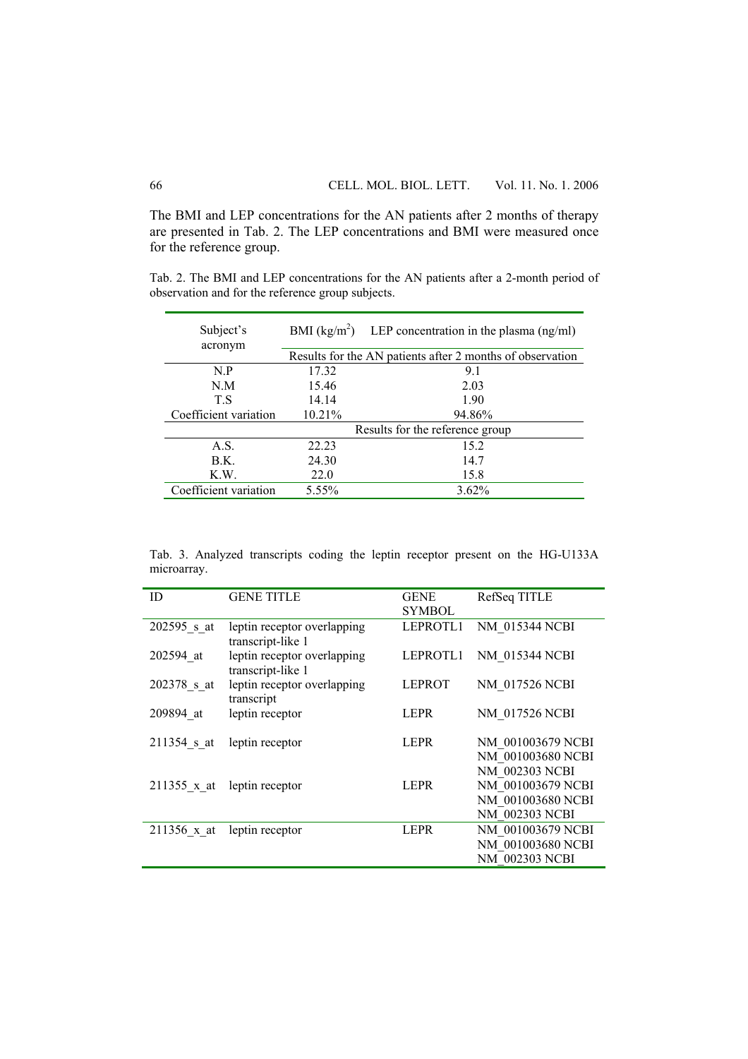The BMI and LEP concentrations for the AN patients after 2 months of therapy are presented in Tab. 2. The LEP concentrations and BMI were measured once for the reference group.

Tab. 2. The BMI and LEP concentrations for the AN patients after a 2-month period of observation and for the reference group subjects.

| Subject's acronym | BMI (kg/m$^2$) | LEP concentration in the plasma (ng/ml) |
|---|---|---|
| | Results for the AN patients after 2 months of observation | |
| N.P | 17.32 | 9.1 |
| N.M | 15.46 | 2.03 |
| T.S | 14.14 | 1.90 |
| Coefficient variation | 10.21% | 94.86% |
| | Results for the reference group | |
| A.S. | 22.23 | 15.2 |
| B.K. | 24.30 | 14.7 |
| K.W. | 22.0 | 15.8 |
| Coefficient variation | 5.55% | 3.62% |

Tab. 3. Analyzed transcripts coding the leptin receptor present on the HG-U133A microarray.

| ID | GENE TITLE | GENE SYMBOL | RefSeq TITLE |
|---|---|---|---|
| 202595_s_at | leptin receptor overlapping transcript-like 1 | LEPROTL1 | NM_015344 NCBI |
| 202594_at | leptin receptor overlapping transcript-like 1 | LEPROTL1 | NM_015344 NCBI |
| 202378_s_at | leptin receptor overlapping transcript | LEPROT | NM_017526 NCBI |
| 209894_at | leptin receptor | LEPR | NM_017526 NCBI |
| 211354_s_at | leptin receptor | LEPR | NM_001003679 NCBI<br>NM_001003680 NCBI<br>NM_002303 NCBI |
| 211355_x_at | leptin receptor | LEPR | NM_001003679 NCBI<br>NM_001003680 NCBI<br>NM_002303 NCBI |
| 211356_x_at | leptin receptor | LEPR | NM_001003679 NCBI<br>NM_001003680 NCBI<br>NM_002303 NCBI |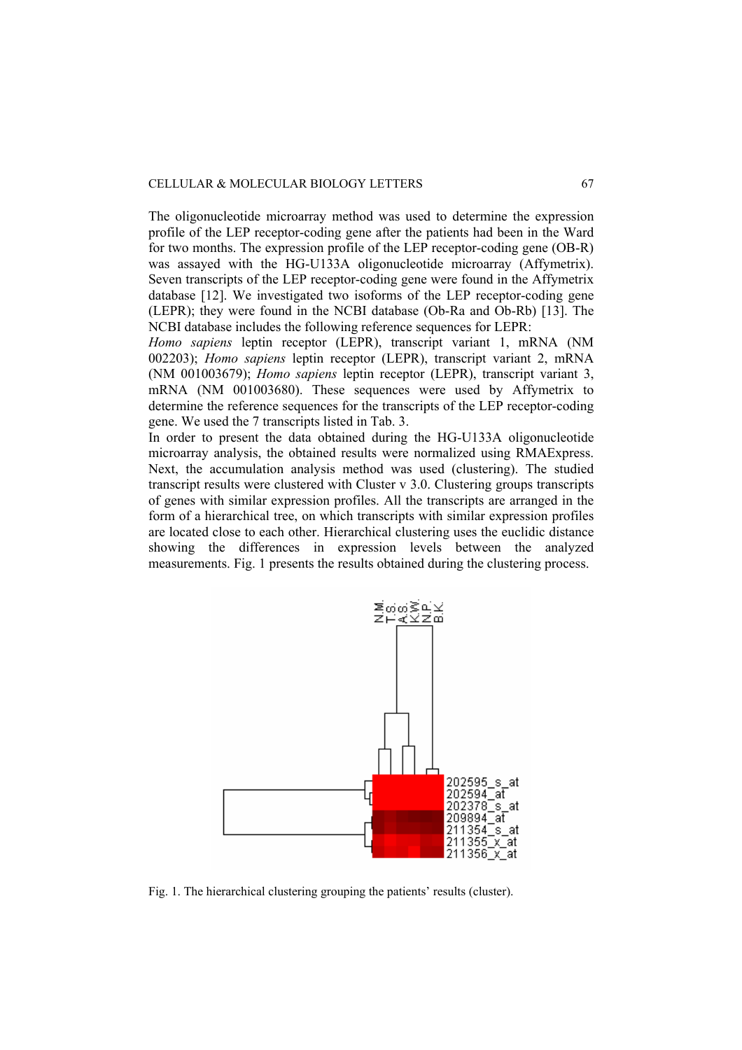The oligonucleotide microarray method was used to determine the expression profile of the LEP receptor-coding gene after the patients had been in the Ward for two months. The expression profile of the LEP receptor-coding gene (OB-R) was assayed with the HG-U133A oligonucleotide microarray (Affymetrix). Seven transcripts of the LEP receptor-coding gene were found in the Affymetrix database [12]. We investigated two isoforms of the LEP receptor-coding gene (LEPR); they were found in the NCBI database (Ob-Ra and Ob-Rb) [13]. The NCBI database includes the following reference sequences for LEPR:
*Homo sapiens* leptin receptor (LEPR), transcript variant 1, mRNA (NM 002203); *Homo sapiens* leptin receptor (LEPR), transcript variant 2, mRNA (NM 001003679); *Homo sapiens* leptin receptor (LEPR), transcript variant 3, mRNA (NM 001003680). These sequences were used by Affymetrix to determine the reference sequences for the transcripts of the LEP receptor-coding gene. We used the 7 transcripts listed in Tab. 3.
In order to present the data obtained during the HG-U133A oligonucleotide microarray analysis, the obtained results were normalized using RMAExpress. Next, the accumulation analysis method was used (clustering). The studied transcript results were clustered with Cluster v 3.0. Clustering groups transcripts of genes with similar expression profiles. All the transcripts are arranged in the form of a hierarchical tree, on which transcripts with similar expression profiles are located close to each other. Hierarchical clustering uses the euclidic distance showing the differences in expression levels between the analyzed measurements. Fig. 1 presents the results obtained during the clustering process.

Fig. 1. The hierarchical clustering grouping the patients' results (cluster).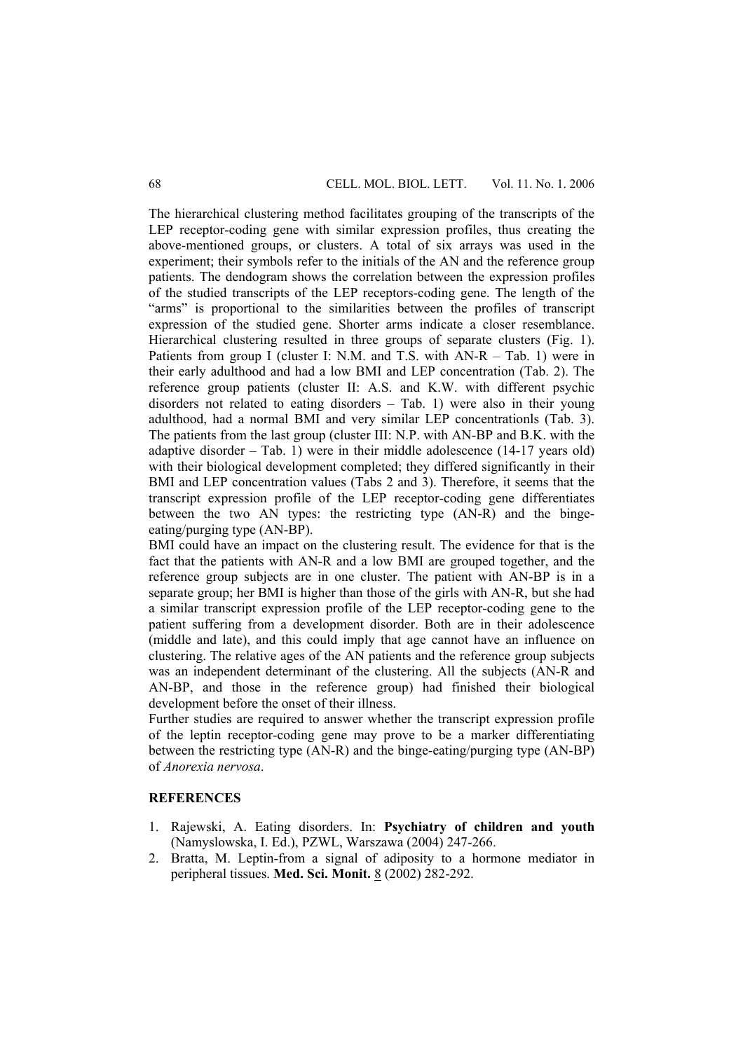The hierarchical clustering method facilitates grouping of the transcripts of the LEP receptor-coding gene with similar expression profiles, thus creating the above-mentioned groups, or clusters. A total of six arrays was used in the experiment; their symbols refer to the initials of the AN and the reference group patients. The dendogram shows the correlation between the expression profiles of the studied transcripts of the LEP receptors-coding gene. The length of the "arms" is proportional to the similarities between the profiles of transcript expression of the studied gene. Shorter arms indicate a closer resemblance. Hierarchical clustering resulted in three groups of separate clusters (Fig. 1). Patients from group I (cluster I: N.M. and T.S. with AN-R – Tab. 1) were in their early adulthood and had a low BMI and LEP concentration (Tab. 2). The reference group patients (cluster II: A.S. and K.W. with different psychic disorders not related to eating disorders – Tab. 1) were also in their young adulthood, had a normal BMI and very similar LEP concentrationls (Tab. 3). The patients from the last group (cluster III: N.P. with AN-BP and B.K. with the adaptive disorder – Tab. 1) were in their middle adolescence (14-17 years old) with their biological development completed; they differed significantly in their BMI and LEP concentration values (Tabs 2 and 3). Therefore, it seems that the transcript expression profile of the LEP receptor-coding gene differentiates between the two AN types: the restricting type (AN-R) and the binge-eating/purging type (AN-BP).

BMI could have an impact on the clustering result. The evidence for that is the fact that the patients with AN-R and a low BMI are grouped together, and the reference group subjects are in one cluster. The patient with AN-BP is in a separate group; her BMI is higher than those of the girls with AN-R, but she had a similar transcript expression profile of the LEP receptor-coding gene to the patient suffering from a development disorder. Both are in their adolescence (middle and late), and this could imply that age cannot have an influence on clustering. The relative ages of the AN patients and the reference group subjects was an independent determinant of the clustering. All the subjects (AN-R and AN-BP, and those in the reference group) had finished their biological development before the onset of their illness.

Further studies are required to answer whether the transcript expression profile of the leptin receptor-coding gene may prove to be a marker differentiating between the restricting type (AN-R) and the binge-eating/purging type (AN-BP) of *Anorexia nervosa*.

## REFERENCES

1. Rajewski, A. Eating disorders. In: **Psychiatry of children and youth** (Namyslowska, I. Ed.), PZWL, Warszawa (2004) 247-266.
2. Bratta, M. Leptin-from a signal of adiposity to a hormone mediator in peripheral tissues. **Med. Sci. Monit.** 8 (2002) 282-292.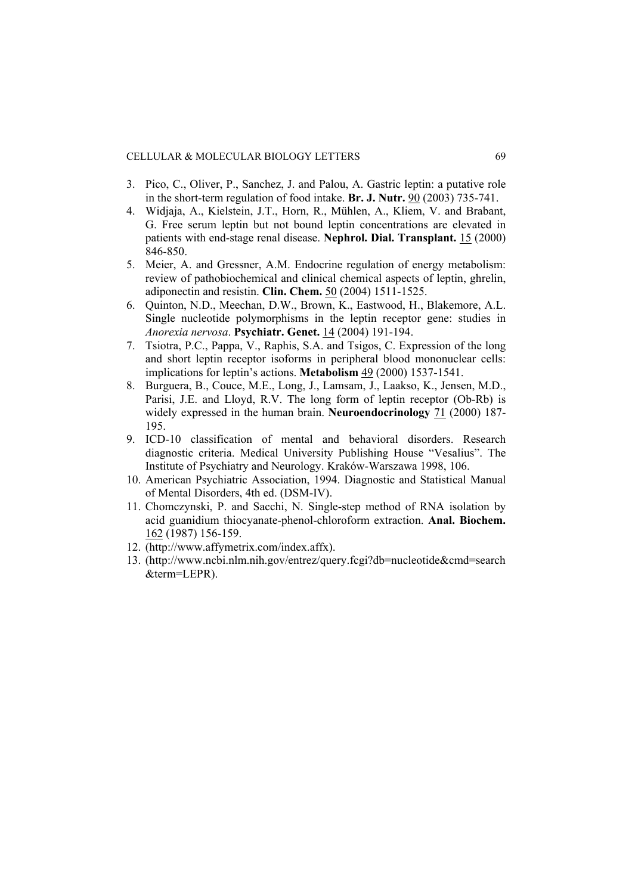3. Pico, C., Oliver, P., Sanchez, J. and Palou, A. Gastric leptin: a putative role in the short-term regulation of food intake. **Br. J. Nutr.** 90 (2003) 735-741.
4. Widjaja, A., Kielstein, J.T., Horn, R., Mühlen, A., Kliem, V. and Brabant, G. Free serum leptin but not bound leptin concentrations are elevated in patients with end-stage renal disease. **Nephrol. Dial. Transplant.** 15 (2000) 846-850.
5. Meier, A. and Gressner, A.M. Endocrine regulation of energy metabolism: review of pathobiochemical and clinical chemical aspects of leptin, ghrelin, adiponectin and resistin. **Clin. Chem.** 50 (2004) 1511-1525.
6. Quinton, N.D., Meechan, D.W., Brown, K., Eastwood, H., Blakemore, A.L. Single nucleotide polymorphisms in the leptin receptor gene: studies in *Anorexia nervosa*. **Psychiatr. Genet.** 14 (2004) 191-194.
7. Tsiotra, P.C., Pappa, V., Raphis, S.A. and Tsigos, C. Expression of the long and short leptin receptor isoforms in peripheral blood mononuclear cells: implications for leptin's actions. **Metabolism** 49 (2000) 1537-1541.
8. Burguera, B., Couce, M.E., Long, J., Lamsam, J., Laakso, K., Jensen, M.D., Parisi, J.E. and Lloyd, R.V. The long form of leptin receptor (Ob-Rb) is widely expressed in the human brain. **Neuroendocrinology** 71 (2000) 187-195.
9. ICD-10 classification of mental and behavioral disorders. Research diagnostic criteria. Medical University Publishing House "Vesalius". The Institute of Psychiatry and Neurology. Kraków-Warszawa 1998, 106.
10. American Psychiatric Association, 1994. Diagnostic and Statistical Manual of Mental Disorders, 4th ed. (DSM-IV).
11. Chomczynski, P. and Sacchi, N. Single-step method of RNA isolation by acid guanidium thiocyanate-phenol-chloroform extraction. **Anal. Biochem.** 162 (1987) 156-159.
12. (http://www.affymetrix.com/index.affx).
13. (http://www.ncbi.nlm.nih.gov/entrez/query.fcgi?db=nucleotide&cmd=search&term=LEPR).